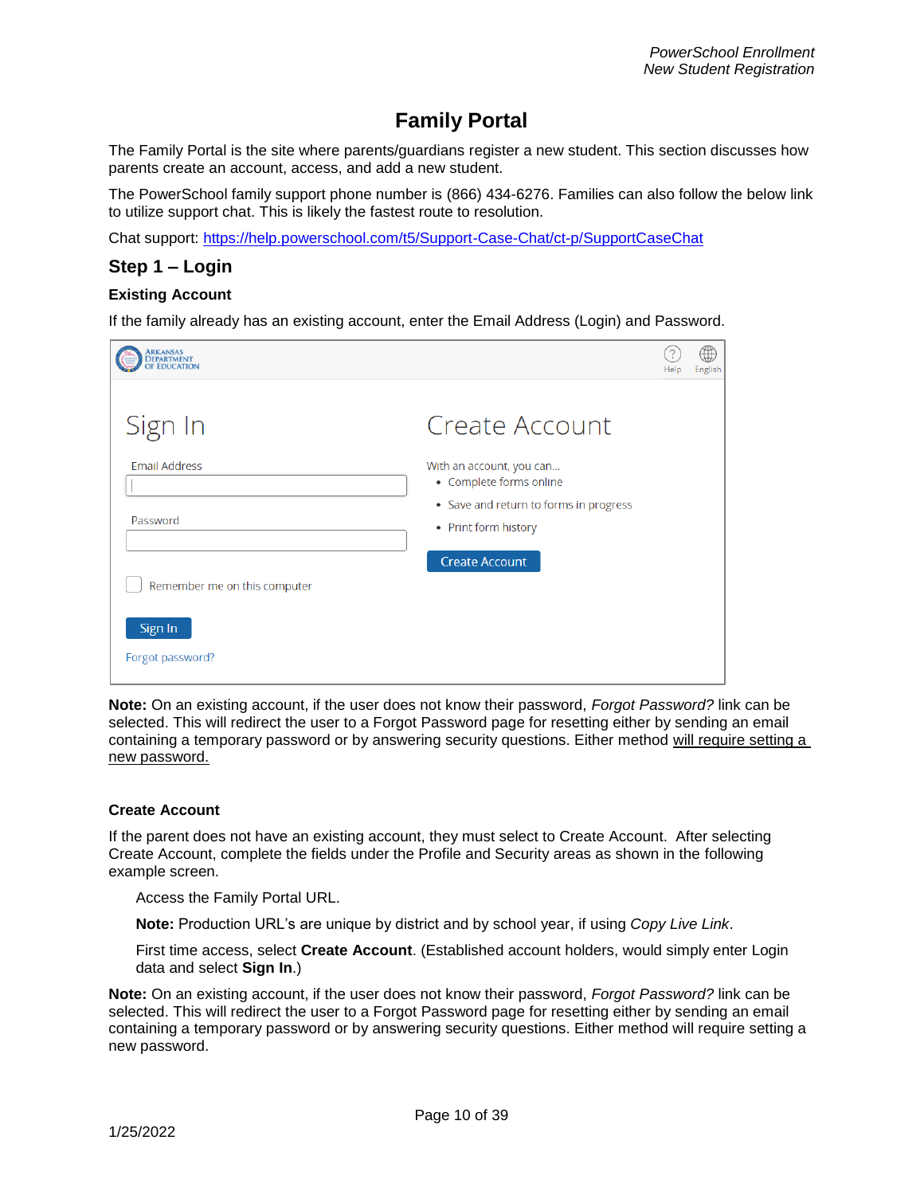# Family Portal

The Family Portal is the site where parents/guardians register a new student. This section discusses how parents create an account, access, and add a new student.

The PowerSchool family support phone number is (866) 434-6276. Families can also follow the below link to utilize support chat. This is likely the fastest route to resolution.

Chat support: https://help.powerschool.com/t5/Support-Case-Chat/ct-p/SupportCaseChat

## Step 1 – Login

### Existing Account

If the family already has an existing account, enter the Email Address (Login) and Password.

Arkansas Department of Education

Help English

Sign In

Email Address

Password

Remember me on this computer

Sign In

Forgot password?

Create Account

With an account, you can...

- Complete forms online
- Save and return to forms in progress
- Print form history

Create Account

**Note:** On an existing account, if the user does not know their password, *Forgot Password?* link can be selected. This will redirect the user to a Forgot Password page for resetting either by sending an email containing a temporary password or by answering security questions. Either method will require setting a new password.

### Create Account

If the parent does not have an existing account, they must select to Create Account. After selecting Create Account, complete the fields under the Profile and Security areas as shown in the following example screen.

Access the Family Portal URL.

**Note:** Production URL's are unique by district and by school year, if using *Copy Live Link*.

First time access, select **Create Account**. (Established account holders, would simply enter Login data and select **Sign In**.)

**Note:** On an existing account, if the user does not know their password, *Forgot Password?* link can be selected. This will redirect the user to a Forgot Password page for resetting either by sending an email containing a temporary password or by answering security questions. Either method will require setting a new password.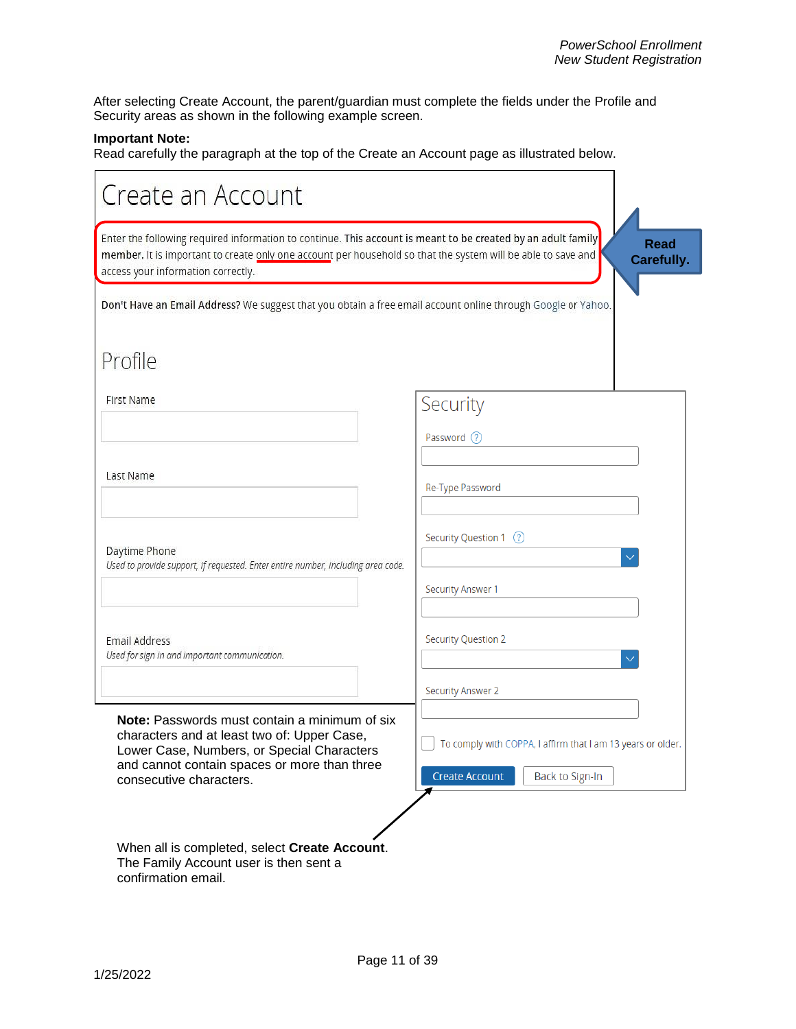After selecting Create Account, the parent/guardian must complete the fields under the Profile and Security areas as shown in the following example screen.

**Important Note:**
Read carefully the paragraph at the top of the Create an Account page as illustrated below.

# Create an Account

Enter the following required information to continue. **This account is meant to be created by an adult family member.** It is important to create only one account per household so that the system will be able to save and access your information correctly.

**Read Carefully.**

**Don't Have an Email Address?** We suggest that you obtain a free email account online through Google or Yahoo.

## Profile

First Name

Last Name

Daytime Phone
*Used to provide support, if requested. Enter entire number, including area code.*

Email Address
*Used for sign in and important communication.*

## Security

Password

Re-Type Password

Security Question 1

Security Answer 1

Security Question 2

Security Answer 2

To comply with COPPA, I affirm that I am 13 years or older.

Create Account | Back to Sign-In

**Note:** Passwords must contain a minimum of six characters and at least two of: Upper Case, Lower Case, Numbers, or Special Characters and cannot contain spaces or more than three consecutive characters.

When all is completed, select **Create Account**. The Family Account user is then sent a confirmation email.

1/25/2022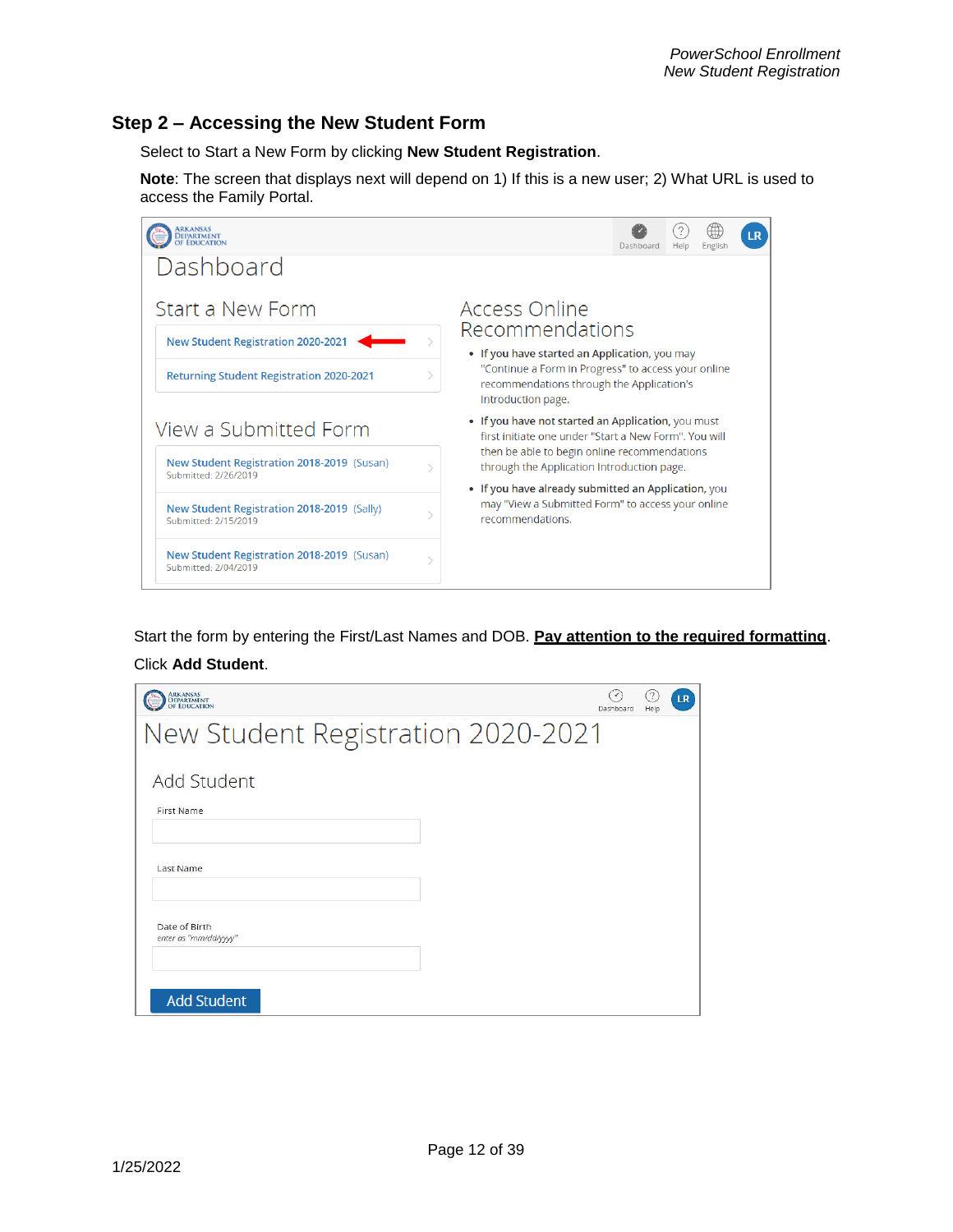## Step 2 – Accessing the New Student Form

Select to Start a New Form by clicking **New Student Registration**.

**Note**: The screen that displays next will depend on 1) If this is a new user; 2) What URL is used to access the Family Portal.

Dashboard

Start a New Form

- New Student Registration 2020-2021
- Returning Student Registration 2020-2021

View a Submitted Form

- New Student Registration 2018-2019 (Susan) Submitted: 2/26/2019
- New Student Registration 2018-2019 (Sally) Submitted: 2/15/2019
- New Student Registration 2018-2019 (Susan) Submitted: 2/04/2019

Access Online Recommendations

- If you have started an Application, you may "Continue a Form in Progress" to access your online recommendations through the Application's Introduction page.
- If you have not started an Application, you must first initiate one under "Start a New Form". You will then be able to begin online recommendations through the Application Introduction page.
- If you have already submitted an Application, you may "View a Submitted Form" to access your online recommendations.

Start the form by entering the First/Last Names and DOB. **Pay attention to the required formatting**.

Click **Add Student**.

New Student Registration 2020-2021

Add Student

First Name

Last Name

Date of Birth
*enter as "mm/dd/yyyy"*

Add Student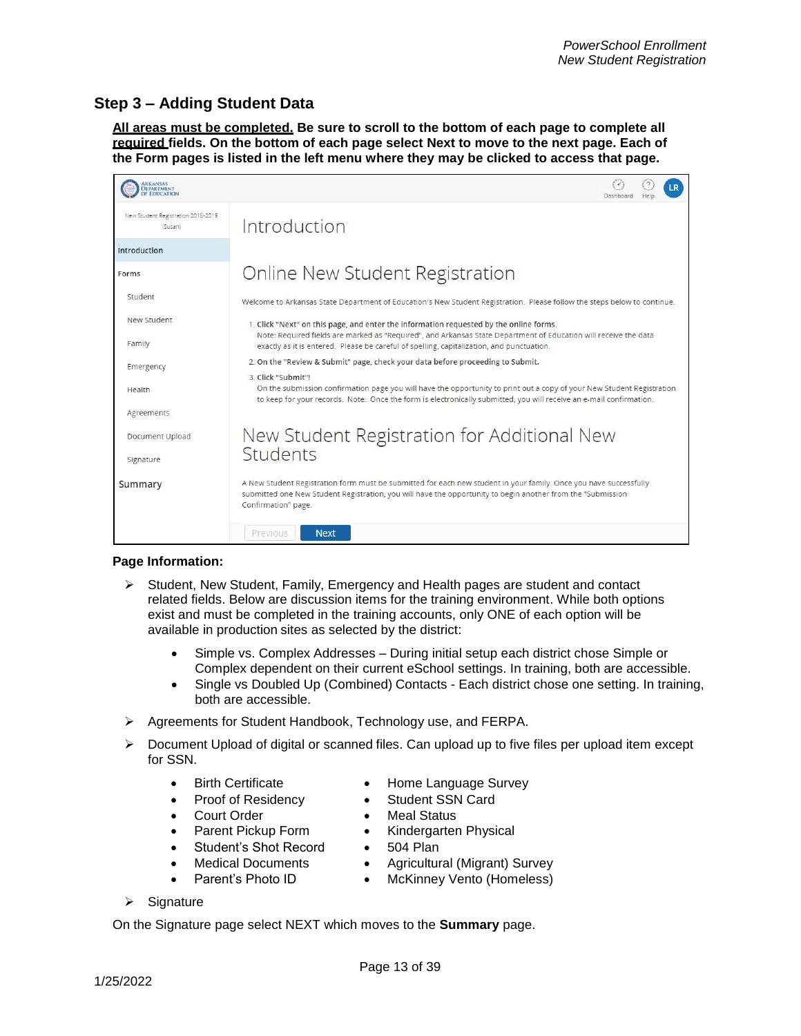## Step 3 – Adding Student Data

**<u>All areas must be completed.</u> Be sure to scroll to the bottom of each page to complete all <u>required</u> fields. On the bottom of each page select Next to move to the next page. Each of the Form pages is listed in the left menu where they may be clicked to access that page.**

**Page Information:**

- Student, New Student, Family, Emergency and Health pages are student and contact related fields. Below are discussion items for the training environment. While both options exist and must be completed in the training accounts, only ONE of each option will be available in production sites as selected by the district:
  - Simple vs. Complex Addresses – During initial setup each district chose Simple or Complex dependent on their current eSchool settings. In training, both are accessible.
  - Single vs Doubled Up (Combined) Contacts - Each district chose one setting. In training, both are accessible.
- Agreements for Student Handbook, Technology use, and FERPA.
- Document Upload of digital or scanned files. Can upload up to five files per upload item except for SSN.
  - Birth Certificate
  - Proof of Residency
  - Court Order
  - Parent Pickup Form
  - Student's Shot Record
  - Medical Documents
  - Parent's Photo ID
  - Home Language Survey
  - Student SSN Card
  - Meal Status
  - Kindergarten Physical
  - 504 Plan
  - Agricultural (Migrant) Survey
  - McKinney Vento (Homeless)
- Signature

On the Signature page select NEXT which moves to the **Summary** page.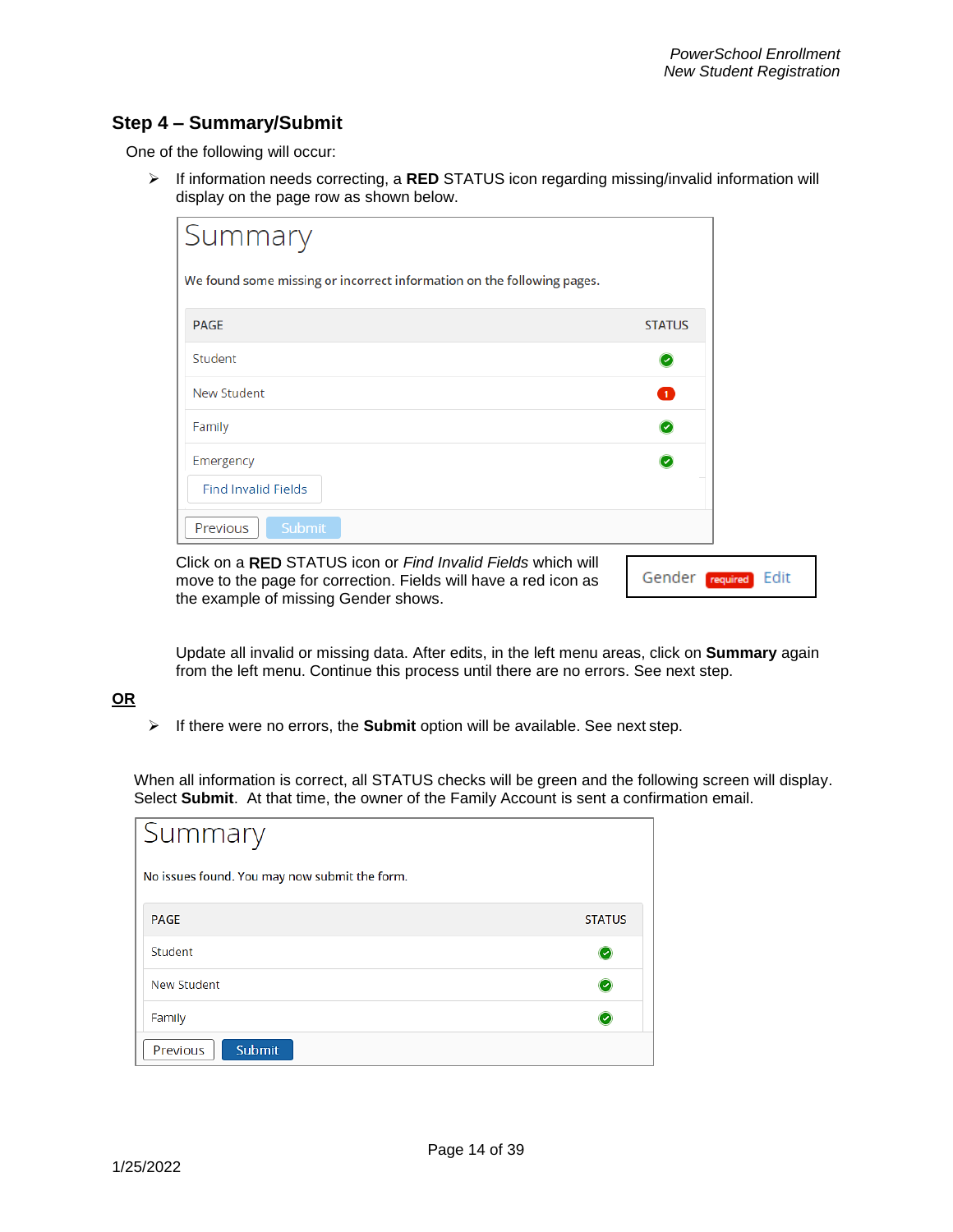## Step 4 – Summary/Submit

One of the following will occur:

- If information needs correcting, a **RED** STATUS icon regarding missing/invalid information will display on the page row as shown below.

# Summary

We found some missing or incorrect information on the following pages.

| PAGE | STATUS |
|---|---|
| Student | ✓ |
| New Student | 1 |
| Family | ✓ |
| Emergency | ✓ |

Find Invalid Fields

Previous Submit

Click on a **RED** STATUS icon or *Find Invalid Fields* which will move to the page for correction. Fields will have a red icon as the example of missing Gender shows.

Gender required Edit

Update all invalid or missing data. After edits, in the left menu areas, click on **Summary** again from the left menu. Continue this process until there are no errors. See next step.

**OR**

- If there were no errors, the **Submit** option will be available. See next step.

When all information is correct, all STATUS checks will be green and the following screen will display. Select **Submit**. At that time, the owner of the Family Account is sent a confirmation email.

# Summary

No issues found. You may now submit the form.

| PAGE | STATUS |
|---|---|
| Student | ✓ |
| New Student | ✓ |
| Family | ✓ |

Previous Submit

1/25/2022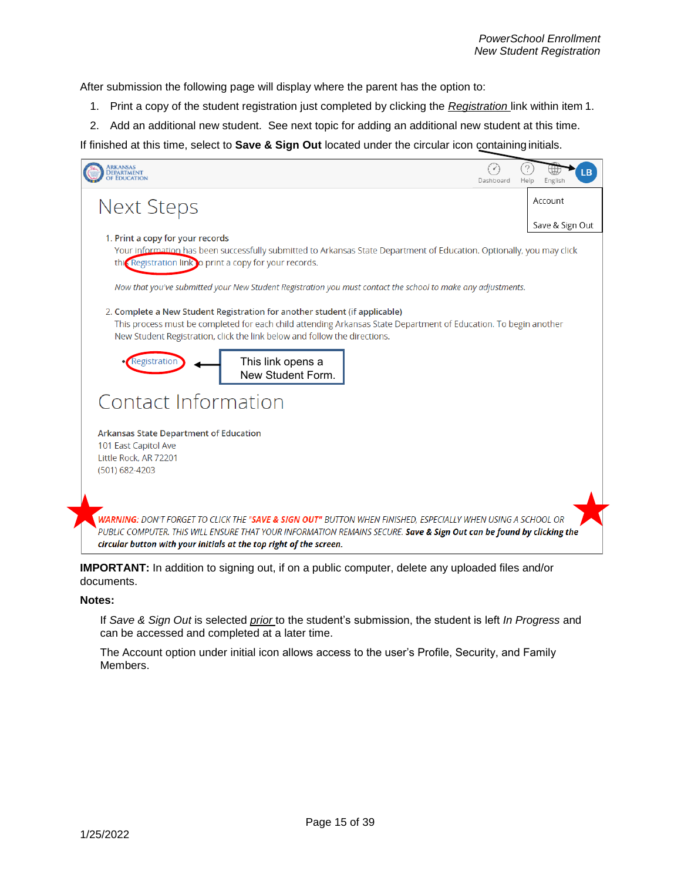After submission the following page will display where the parent has the option to:

1. Print a copy of the student registration just completed by clicking the *Registration* link within item 1.
2. Add an additional new student. See next topic for adding an additional new student at this time.

If finished at this time, select to **Save & Sign Out** located under the circular icon containing initials.

ARKANSAS DEPARTMENT OF EDUCATION

Dashboard Help English LB

Account

Save & Sign Out

# Next Steps

1. Print a copy for your records

Your information has been successfully submitted to Arkansas State Department of Education. Optionally, you may click this Registration link to print a copy for your records.

*Now that you've submitted your New Student Registration you must contact the school to make any adjustments.*

2. Complete a New Student Registration for another student (if applicable)

This process must be completed for each child attending Arkansas State Department of Education. To begin another New Student Registration, click the link below and follow the directions.

- Registration

This link opens a New Student Form.

# Contact Information

Arkansas State Department of Education
101 East Capitol Ave
Little Rock, AR 72201
(501) 682-4203

*WARNING: DON'T FORGET TO CLICK THE "SAVE & SIGN OUT" BUTTON WHEN FINISHED, ESPECIALLY WHEN USING A SCHOOL OR PUBLIC COMPUTER. THIS WILL ENSURE THAT YOUR INFORMATION REMAINS SECURE.* ***Save & Sign Out can be found by clicking the circular button with your initials at the top right of the screen.***

**IMPORTANT:** In addition to signing out, if on a public computer, delete any uploaded files and/or documents.

**Notes:**

If *Save & Sign Out* is selected *prior* to the student's submission, the student is left *In Progress* and can be accessed and completed at a later time.

The Account option under initial icon allows access to the user's Profile, Security, and Family Members.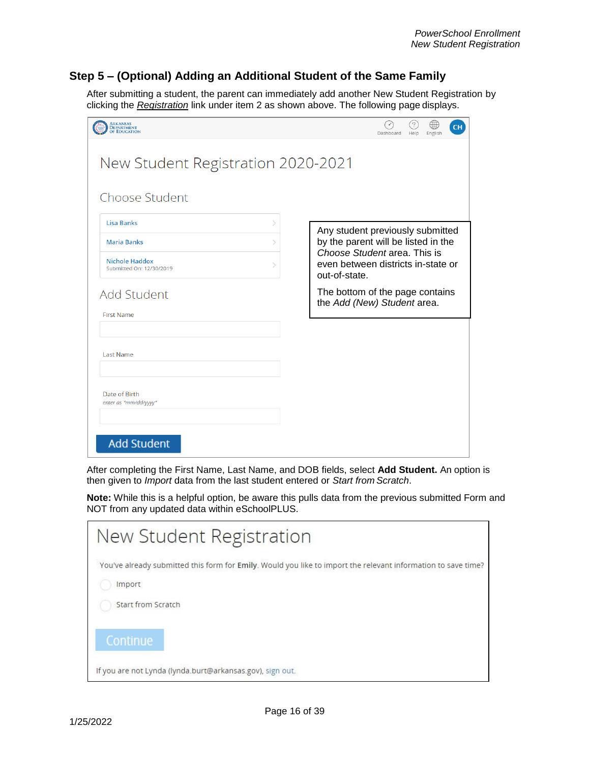## Step 5 – (Optional) Adding an Additional Student of the Same Family

After submitting a student, the parent can immediately add another New Student Registration by clicking the *Registration* link under item 2 as shown above. The following page displays.

New Student Registration 2020-2021

Choose Student

Lisa Banks

Maria Banks

Nichole Haddox
Submitted On: 12/30/2019

Add Student

First Name

Last Name

Date of Birth
enter as "mm/dd/yyyy"

Add Student

Any student previously submitted by the parent will be listed in the *Choose Student* area. This is even between districts in-state or out-of-state.

The bottom of the page contains the *Add (New) Student* area.

After completing the First Name, Last Name, and DOB fields, select **Add Student.** An option is then given to *Import* data from the last student entered or *Start from Scratch*.

**Note:** While this is a helpful option, be aware this pulls data from the previous submitted Form and NOT from any updated data within eSchoolPLUS.

New Student Registration

You've already submitted this form for **Emily**. Would you like to import the relevant information to save time?

Import

Start from Scratch

Continue

If you are not Lynda (lynda.burt@arkansas.gov), sign out.